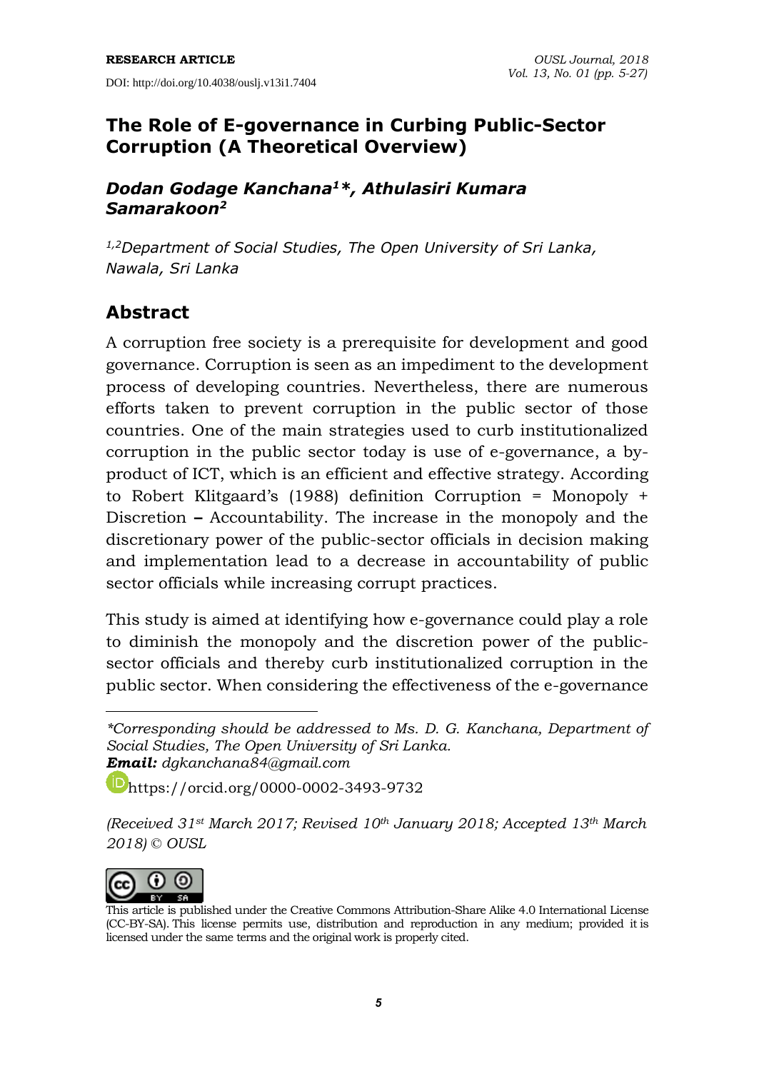**RESEARCH ARTICLE**

DOI: http://doi.org/10.4038/ouslj.v13i1.7404

# The Role of E-governance in Curbing Public-Sector Corruption (A Theoretical Overview)

***Dodan Godage Kanchana[1]\*, Athulasiri Kumara Samarakoon[2]***

*[1,2]Department of Social Studies, The Open University of Sri Lanka, Nawala, Sri Lanka*

## Abstract

A corruption free society is a prerequisite for development and good governance. Corruption is seen as an impediment to the development process of developing countries. Nevertheless, there are numerous efforts taken to prevent corruption in the public sector of those countries. One of the main strategies used to curb institutionalized corruption in the public sector today is use of e-governance, a by-product of ICT, which is an efficient and effective strategy. According to Robert Klitgaard's (1988) definition Corruption = Monopoly + Discretion **–** Accountability. The increase in the monopoly and the discretionary power of the public-sector officials in decision making and implementation lead to a decrease in accountability of public sector officials while increasing corrupt practices.

This study is aimed at identifying how e-governance could play a role to diminish the monopoly and the discretion power of the public-sector officials and thereby curb institutionalized corruption in the public sector. When considering the effectiveness of the e-governance

---

*\*Corresponding should be addressed to Ms. D. G. Kanchana, Department of Social Studies, The Open University of Sri Lanka.*
***Email:*** *dgkanchana84@gmail.com*

https://orcid.org/0000-0002-3493-9732

*(Received 31st March 2017; Revised 10th January 2018; Accepted 13th March 2018) © OUSL*

This article is published under the Creative Commons Attribution-Share Alike 4.0 International License (CC-BY-SA). This license permits use, distribution and reproduction in any medium; provided it is licensed under the same terms and the original work is properly cited.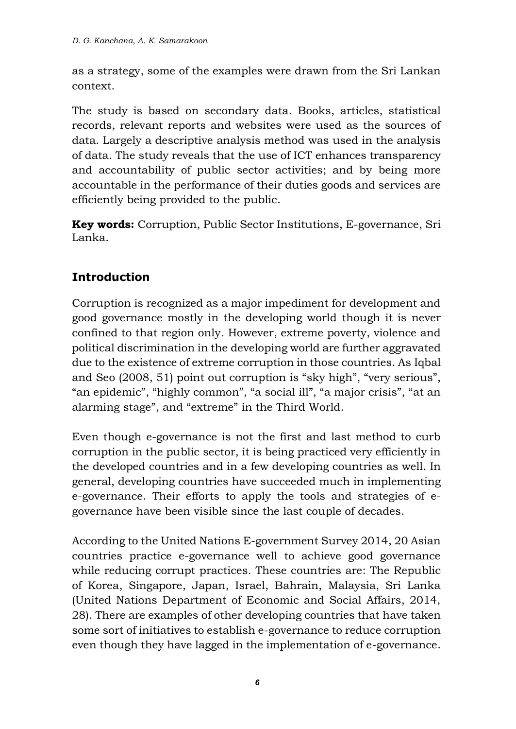as a strategy, some of the examples were drawn from the Sri Lankan context.

The study is based on secondary data. Books, articles, statistical records, relevant reports and websites were used as the sources of data. Largely a descriptive analysis method was used in the analysis of data. The study reveals that the use of ICT enhances transparency and accountability of public sector activities; and by being more accountable in the performance of their duties goods and services are efficiently being provided to the public.

**Key words:** Corruption, Public Sector Institutions, E-governance, Sri Lanka.

## Introduction

Corruption is recognized as a major impediment for development and good governance mostly in the developing world though it is never confined to that region only. However, extreme poverty, violence and political discrimination in the developing world are further aggravated due to the existence of extreme corruption in those countries. As Iqbal and Seo (2008, 51) point out corruption is "sky high", "very serious", "an epidemic", "highly common", "a social ill", "a major crisis", "at an alarming stage", and "extreme" in the Third World.

Even though e-governance is not the first and last method to curb corruption in the public sector, it is being practiced very efficiently in the developed countries and in a few developing countries as well. In general, developing countries have succeeded much in implementing e-governance. Their efforts to apply the tools and strategies of e-governance have been visible since the last couple of decades.

According to the United Nations E-government Survey 2014, 20 Asian countries practice e-governance well to achieve good governance while reducing corrupt practices. These countries are: The Republic of Korea, Singapore, Japan, Israel, Bahrain, Malaysia, Sri Lanka (United Nations Department of Economic and Social Affairs, 2014, 28). There are examples of other developing countries that have taken some sort of initiatives to establish e-governance to reduce corruption even though they have lagged in the implementation of e-governance.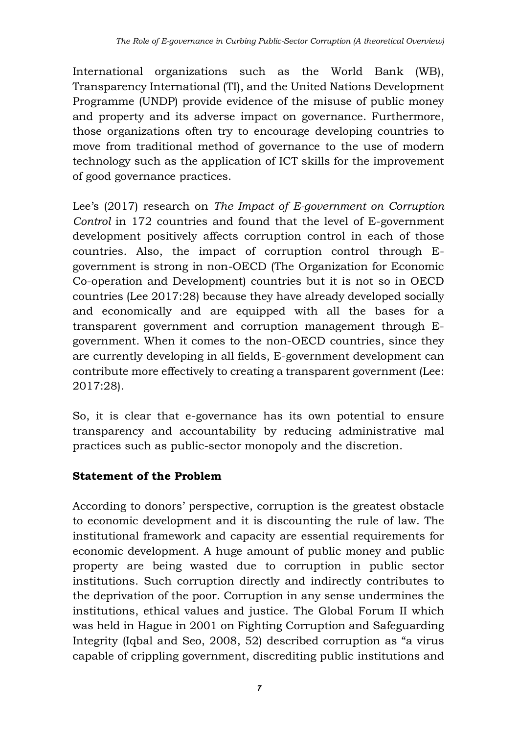International organizations such as the World Bank (WB), Transparency International (TI), and the United Nations Development Programme (UNDP) provide evidence of the misuse of public money and property and its adverse impact on governance. Furthermore, those organizations often try to encourage developing countries to move from traditional method of governance to the use of modern technology such as the application of ICT skills for the improvement of good governance practices.

Lee's (2017) research on *The Impact of E-government on Corruption Control* in 172 countries and found that the level of E-government development positively affects corruption control in each of those countries. Also, the impact of corruption control through E-government is strong in non-OECD (The Organization for Economic Co-operation and Development) countries but it is not so in OECD countries (Lee 2017:28) because they have already developed socially and economically and are equipped with all the bases for a transparent government and corruption management through E-government. When it comes to the non-OECD countries, since they are currently developing in all fields, E-government development can contribute more effectively to creating a transparent government (Lee: 2017:28).

So, it is clear that e-governance has its own potential to ensure transparency and accountability by reducing administrative mal practices such as public-sector monopoly and the discretion.

## Statement of the Problem

According to donors' perspective, corruption is the greatest obstacle to economic development and it is discounting the rule of law. The institutional framework and capacity are essential requirements for economic development. A huge amount of public money and public property are being wasted due to corruption in public sector institutions. Such corruption directly and indirectly contributes to the deprivation of the poor. Corruption in any sense undermines the institutions, ethical values and justice. The Global Forum II which was held in Hague in 2001 on Fighting Corruption and Safeguarding Integrity (Iqbal and Seo, 2008, 52) described corruption as "a virus capable of crippling government, discrediting public institutions and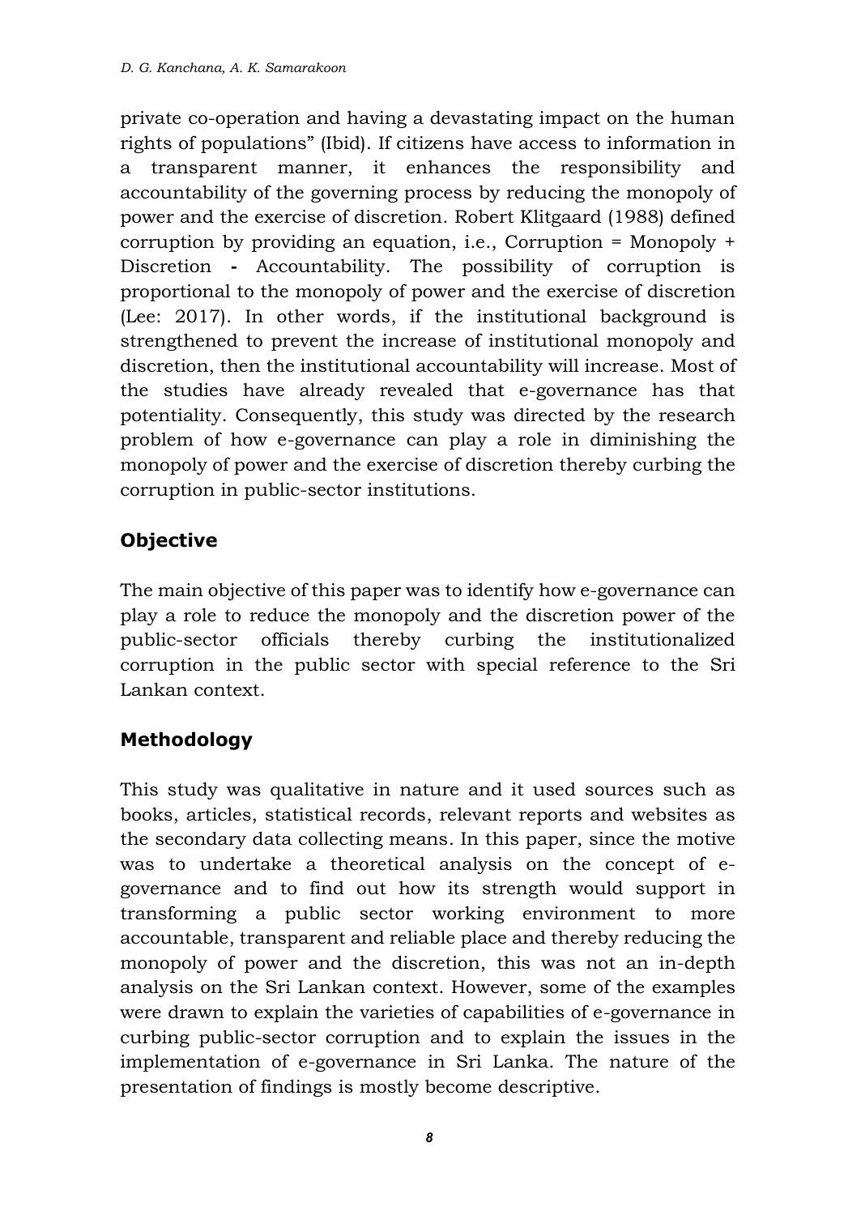private co-operation and having a devastating impact on the human rights of populations" (Ibid). If citizens have access to information in a transparent manner, it enhances the responsibility and accountability of the governing process by reducing the monopoly of power and the exercise of discretion. Robert Klitgaard (1988) defined corruption by providing an equation, i.e., Corruption = Monopoly + Discretion **-** Accountability. The possibility of corruption is proportional to the monopoly of power and the exercise of discretion (Lee: 2017). In other words, if the institutional background is strengthened to prevent the increase of institutional monopoly and discretion, then the institutional accountability will increase. Most of the studies have already revealed that e-governance has that potentiality. Consequently, this study was directed by the research problem of how e-governance can play a role in diminishing the monopoly of power and the exercise of discretion thereby curbing the corruption in public-sector institutions.

## Objective

The main objective of this paper was to identify how e-governance can play a role to reduce the monopoly and the discretion power of the public-sector officials thereby curbing the institutionalized corruption in the public sector with special reference to the Sri Lankan context.

## Methodology

This study was qualitative in nature and it used sources such as books, articles, statistical records, relevant reports and websites as the secondary data collecting means. In this paper, since the motive was to undertake a theoretical analysis on the concept of e-governance and to find out how its strength would support in transforming a public sector working environment to more accountable, transparent and reliable place and thereby reducing the monopoly of power and the discretion, this was not an in-depth analysis on the Sri Lankan context. However, some of the examples were drawn to explain the varieties of capabilities of e-governance in curbing public-sector corruption and to explain the issues in the implementation of e-governance in Sri Lanka. The nature of the presentation of findings is mostly become descriptive.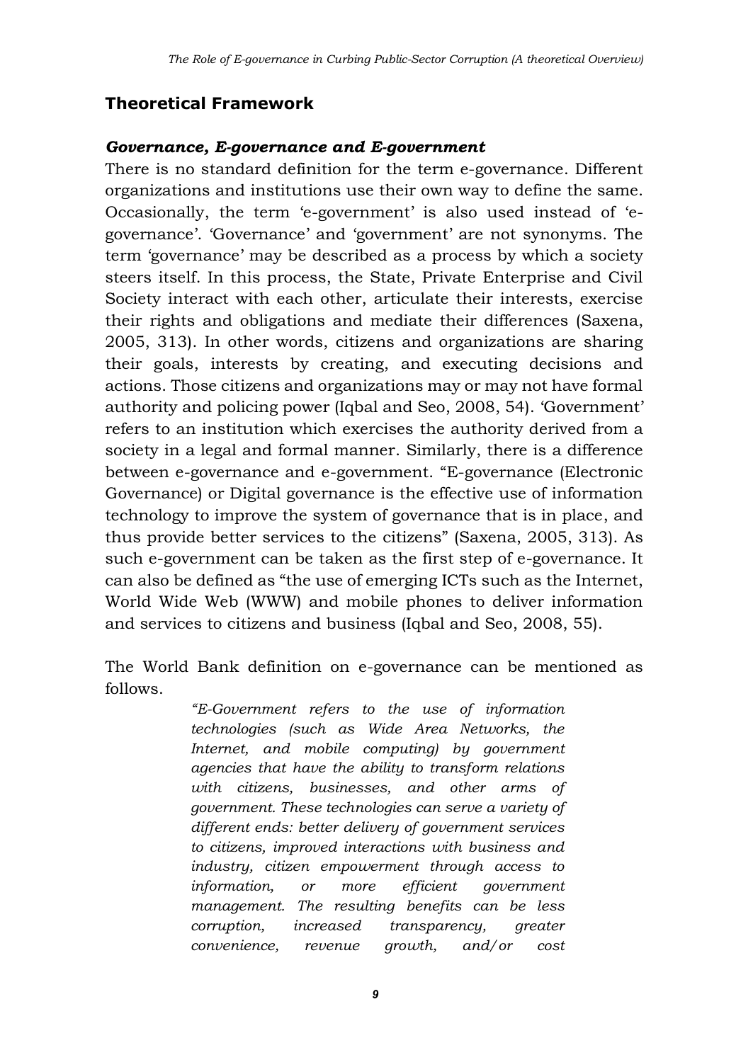## Theoretical Framework

### *Governance, E-governance and E-government*

There is no standard definition for the term e-governance. Different organizations and institutions use their own way to define the same. Occasionally, the term 'e-government' is also used instead of 'e-governance'. 'Governance' and 'government' are not synonyms. The term 'governance' may be described as a process by which a society steers itself. In this process, the State, Private Enterprise and Civil Society interact with each other, articulate their interests, exercise their rights and obligations and mediate their differences (Saxena, 2005, 313). In other words, citizens and organizations are sharing their goals, interests by creating, and executing decisions and actions. Those citizens and organizations may or may not have formal authority and policing power (Iqbal and Seo, 2008, 54). 'Government' refers to an institution which exercises the authority derived from a society in a legal and formal manner. Similarly, there is a difference between e-governance and e-government. "E-governance (Electronic Governance) or Digital governance is the effective use of information technology to improve the system of governance that is in place, and thus provide better services to the citizens" (Saxena, 2005, 313). As such e-government can be taken as the first step of e-governance. It can also be defined as "the use of emerging ICTs such as the Internet, World Wide Web (WWW) and mobile phones to deliver information and services to citizens and business (Iqbal and Seo, 2008, 55).

The World Bank definition on e-governance can be mentioned as follows.

> *"E-Government refers to the use of information technologies (such as Wide Area Networks, the Internet, and mobile computing) by government agencies that have the ability to transform relations with citizens, businesses, and other arms of government. These technologies can serve a variety of different ends: better delivery of government services to citizens, improved interactions with business and industry, citizen empowerment through access to information, or more efficient government management. The resulting benefits can be less corruption, increased transparency, greater convenience, revenue growth, and/or cost*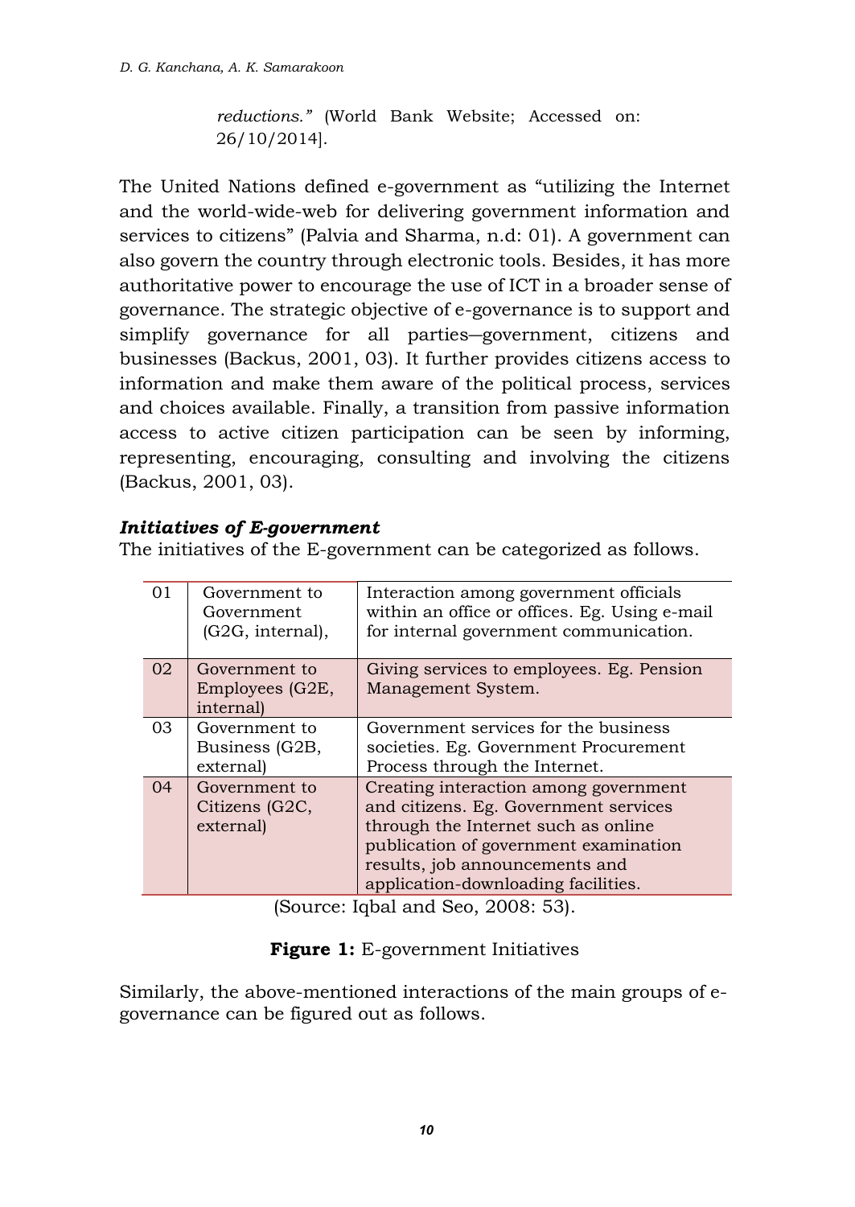*reductions."* (World Bank Website; Accessed on: 26/10/2014].

The United Nations defined e-government as "utilizing the Internet and the world-wide-web for delivering government information and services to citizens" (Palvia and Sharma, n.d: 01). A government can also govern the country through electronic tools. Besides, it has more authoritative power to encourage the use of ICT in a broader sense of governance. The strategic objective of e-governance is to support and simplify governance for all parties—government, citizens and businesses (Backus, 2001, 03). It further provides citizens access to information and make them aware of the political process, services and choices available. Finally, a transition from passive information access to active citizen participation can be seen by informing, representing, encouraging, consulting and involving the citizens (Backus, 2001, 03).

***Initiatives of E-government***

The initiatives of the E-government can be categorized as follows.

| | | |
|---|---|---|
| 01 | Government to Government (G2G, internal), | Interaction among government officials within an office or offices. Eg. Using e-mail for internal government communication. |
| 02 | Government to Employees (G2E, internal) | Giving services to employees. Eg. Pension Management System. |
| 03 | Government to Business (G2B, external) | Government services for the business societies. Eg. Government Procurement Process through the Internet. |
| 04 | Government to Citizens (G2C, external) | Creating interaction among government and citizens. Eg. Government services through the Internet such as online publication of government examination results, job announcements and application-downloading facilities. |

(Source: Iqbal and Seo, 2008: 53).

**Figure 1:** E-government Initiatives

Similarly, the above-mentioned interactions of the main groups of e-governance can be figured out as follows.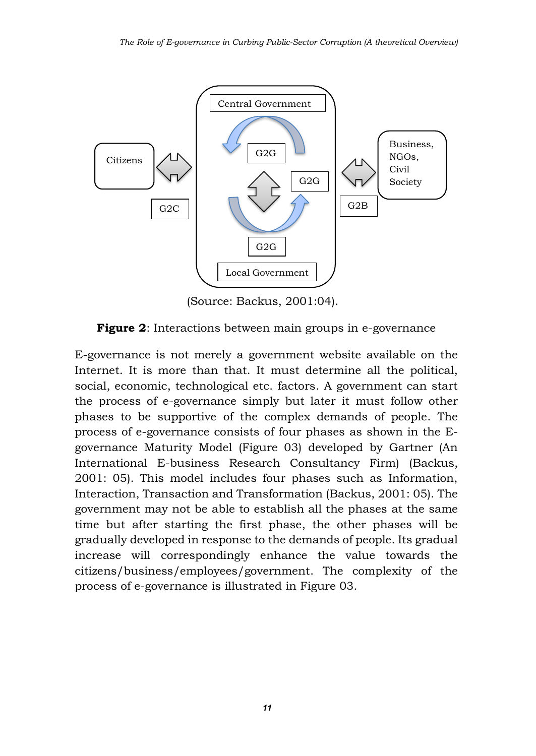(Source: Backus, 2001:04).

**Figure 2**: Interactions between main groups in e-governance

E-governance is not merely a government website available on the Internet. It is more than that. It must determine all the political, social, economic, technological etc. factors. A government can start the process of e-governance simply but later it must follow other phases to be supportive of the complex demands of people. The process of e-governance consists of four phases as shown in the E-governance Maturity Model (Figure 03) developed by Gartner (An International E-business Research Consultancy Firm) (Backus, 2001: 05). This model includes four phases such as Information, Interaction, Transaction and Transformation (Backus, 2001: 05). The government may not be able to establish all the phases at the same time but after starting the first phase, the other phases will be gradually developed in response to the demands of people. Its gradual increase will correspondingly enhance the value towards the citizens/business/employees/government. The complexity of the process of e-governance is illustrated in Figure 03.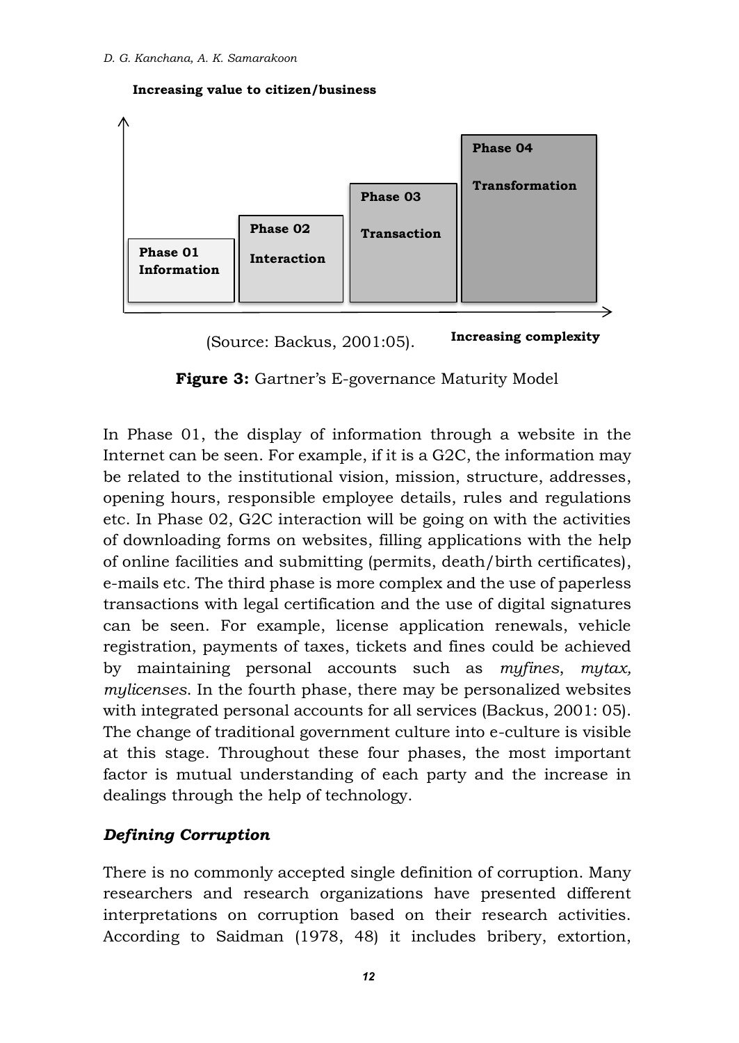Increasing value to citizen/business

Phase 01 Information

Phase 02 Interaction

Phase 03 Transaction

Phase 04 Transformation

Increasing complexity

(Source: Backus, 2001:05).

**Figure 3:** Gartner's E-governance Maturity Model

In Phase 01, the display of information through a website in the Internet can be seen. For example, if it is a G2C, the information may be related to the institutional vision, mission, structure, addresses, opening hours, responsible employee details, rules and regulations etc. In Phase 02, G2C interaction will be going on with the activities of downloading forms on websites, filling applications with the help of online facilities and submitting (permits, death/birth certificates), e-mails etc. The third phase is more complex and the use of paperless transactions with legal certification and the use of digital signatures can be seen. For example, license application renewals, vehicle registration, payments of taxes, tickets and fines could be achieved by maintaining personal accounts such as *myfines*, *mytax, mylicenses*. In the fourth phase, there may be personalized websites with integrated personal accounts for all services (Backus, 2001: 05). The change of traditional government culture into e-culture is visible at this stage. Throughout these four phases, the most important factor is mutual understanding of each party and the increase in dealings through the help of technology.

### *Defining Corruption*

There is no commonly accepted single definition of corruption. Many researchers and research organizations have presented different interpretations on corruption based on their research activities. According to Saidman (1978, 48) it includes bribery, extortion,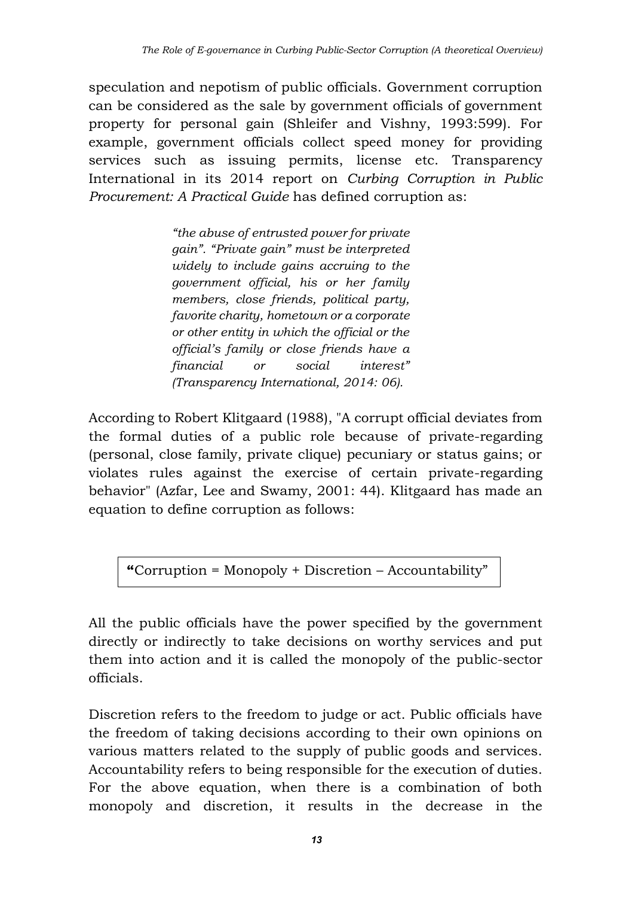speculation and nepotism of public officials. Government corruption can be considered as the sale by government officials of government property for personal gain (Shleifer and Vishny, 1993:599). For example, government officials collect speed money for providing services such as issuing permits, license etc. Transparency International in its 2014 report on *Curbing Corruption in Public Procurement: A Practical Guide* has defined corruption as:

> *"the abuse of entrusted power for private gain". "Private gain" must be interpreted widely to include gains accruing to the government official, his or her family members, close friends, political party, favorite charity, hometown or a corporate or other entity in which the official or the official's family or close friends have a financial or social interest" (Transparency International, 2014: 06).*

According to Robert Klitgaard (1988), "A corrupt official deviates from the formal duties of a public role because of private-regarding (personal, close family, private clique) pecuniary or status gains; or violates rules against the exercise of certain private-regarding behavior" (Azfar, Lee and Swamy, 2001: 44). Klitgaard has made an equation to define corruption as follows:

**"**Corruption = Monopoly + Discretion – Accountability"

All the public officials have the power specified by the government directly or indirectly to take decisions on worthy services and put them into action and it is called the monopoly of the public-sector officials.

Discretion refers to the freedom to judge or act. Public officials have the freedom of taking decisions according to their own opinions on various matters related to the supply of public goods and services. Accountability refers to being responsible for the execution of duties. For the above equation, when there is a combination of both monopoly and discretion, it results in the decrease in the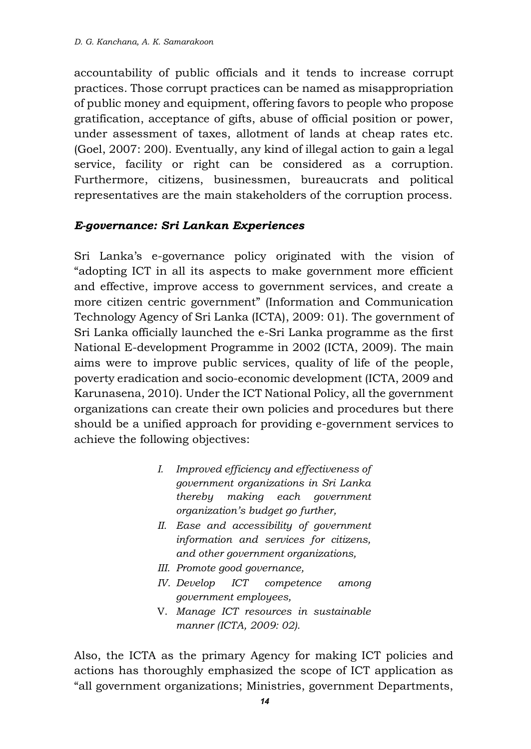accountability of public officials and it tends to increase corrupt practices. Those corrupt practices can be named as misappropriation of public money and equipment, offering favors to people who propose gratification, acceptance of gifts, abuse of official position or power, under assessment of taxes, allotment of lands at cheap rates etc. (Goel, 2007: 200). Eventually, any kind of illegal action to gain a legal service, facility or right can be considered as a corruption. Furthermore, citizens, businessmen, bureaucrats and political representatives are the main stakeholders of the corruption process.

### *E-governance: Sri Lankan Experiences*

Sri Lanka's e-governance policy originated with the vision of "adopting ICT in all its aspects to make government more efficient and effective, improve access to government services, and create a more citizen centric government" (Information and Communication Technology Agency of Sri Lanka (ICTA), 2009: 01). The government of Sri Lanka officially launched the e-Sri Lanka programme as the first National E-development Programme in 2002 (ICTA, 2009). The main aims were to improve public services, quality of life of the people, poverty eradication and socio-economic development (ICTA, 2009 and Karunasena, 2010). Under the ICT National Policy, all the government organizations can create their own policies and procedures but there should be a unified approach for providing e-government services to achieve the following objectives:

> I. *Improved efficiency and effectiveness of government organizations in Sri Lanka thereby making each government organization's budget go further,*
> II. *Ease and accessibility of government information and services for citizens, and other government organizations,*
> III. *Promote good governance,*
> IV. *Develop ICT competence among government employees,*
> V. *Manage ICT resources in sustainable manner (ICTA, 2009: 02).*

Also, the ICTA as the primary Agency for making ICT policies and actions has thoroughly emphasized the scope of ICT application as "all government organizations; Ministries, government Departments,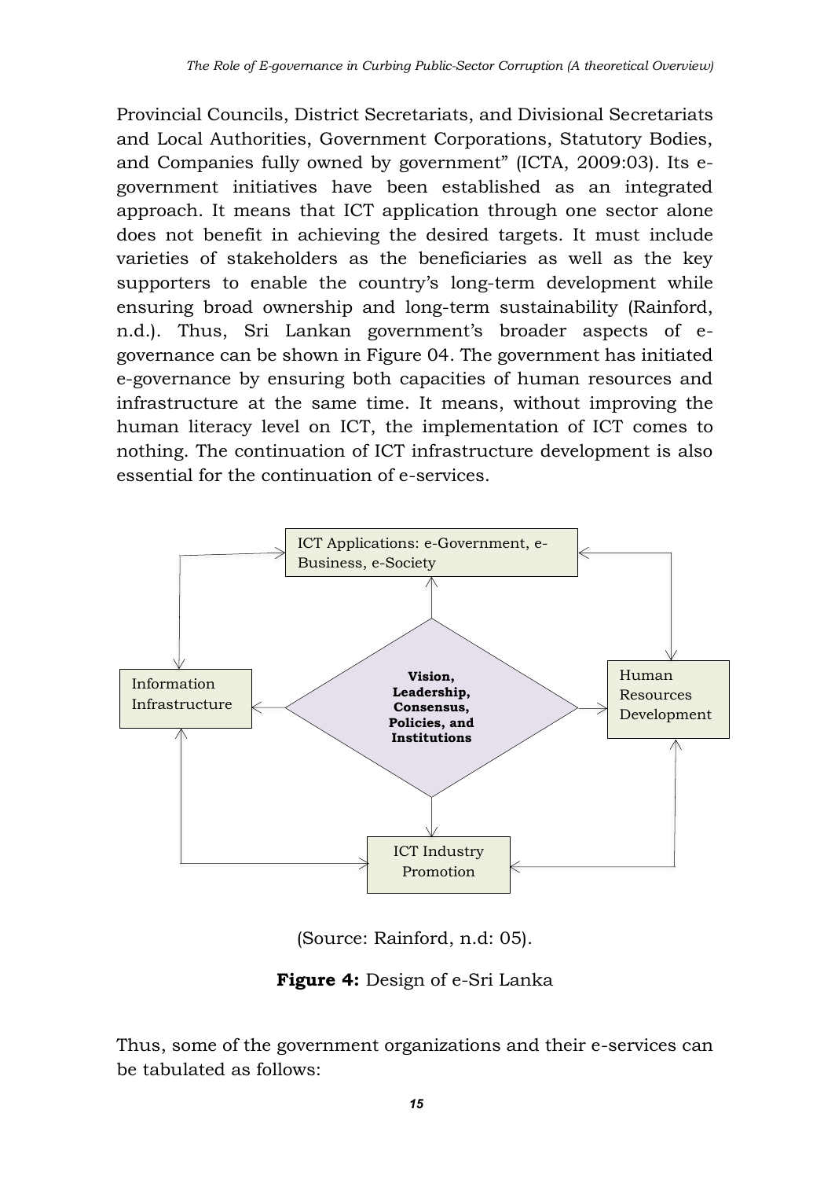Provincial Councils, District Secretariats, and Divisional Secretariats and Local Authorities, Government Corporations, Statutory Bodies, and Companies fully owned by government" (ICTA, 2009:03). Its e-government initiatives have been established as an integrated approach. It means that ICT application through one sector alone does not benefit in achieving the desired targets. It must include varieties of stakeholders as the beneficiaries as well as the key supporters to enable the country's long-term development while ensuring broad ownership and long-term sustainability (Rainford, n.d.). Thus, Sri Lankan government's broader aspects of e-governance can be shown in Figure 04. The government has initiated e-governance by ensuring both capacities of human resources and infrastructure at the same time. It means, without improving the human literacy level on ICT, the implementation of ICT comes to nothing. The continuation of ICT infrastructure development is also essential for the continuation of e-services.

ICT Applications: e-Government, e-Business, e-Society

Information Infrastructure

**Vision, Leadership, Consensus, Policies, and Institutions**

Human Resources Development

ICT Industry Promotion

(Source: Rainford, n.d: 05).

**Figure 4:** Design of e-Sri Lanka

Thus, some of the government organizations and their e-services can be tabulated as follows: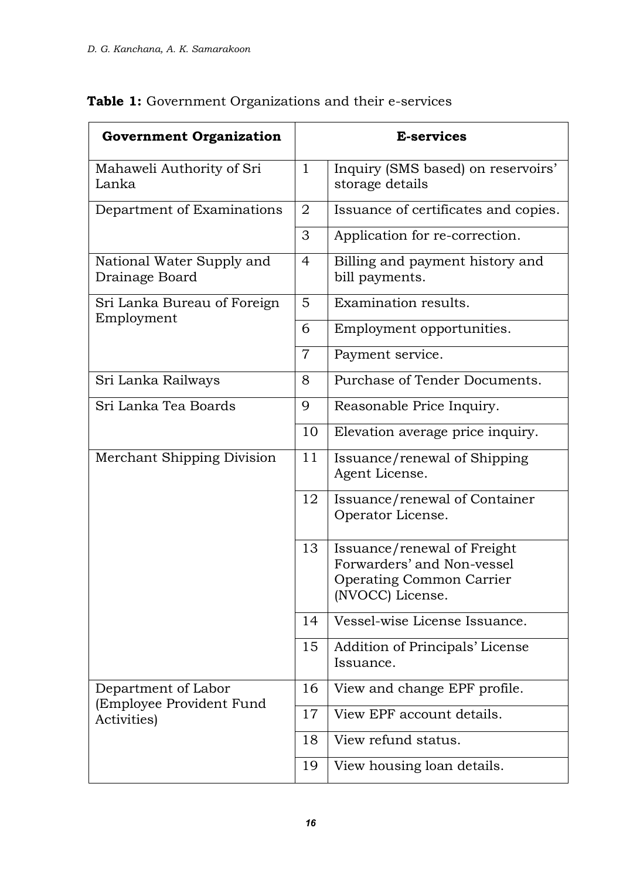**Table 1:** Government Organizations and their e-services

| Government Organization | E-services | |
|---|---|---|
| Mahaweli Authority of Sri Lanka | 1 | Inquiry (SMS based) on reservoirs' storage details |
| Department of Examinations | 2 | Issuance of certificates and copies. |
| | 3 | Application for re-correction. |
| National Water Supply and Drainage Board | 4 | Billing and payment history and bill payments. |
| Sri Lanka Bureau of Foreign Employment | 5 | Examination results. |
| | 6 | Employment opportunities. |
| | 7 | Payment service. |
| Sri Lanka Railways | 8 | Purchase of Tender Documents. |
| Sri Lanka Tea Boards | 9 | Reasonable Price Inquiry. |
| | 10 | Elevation average price inquiry. |
| Merchant Shipping Division | 11 | Issuance/renewal of Shipping Agent License. |
| | 12 | Issuance/renewal of Container Operator License. |
| | 13 | Issuance/renewal of Freight Forwarders' and Non-vessel Operating Common Carrier (NVOCC) License. |
| | 14 | Vessel-wise License Issuance. |
| | 15 | Addition of Principals' License Issuance. |
| Department of Labor (Employee Provident Fund Activities) | 16 | View and change EPF profile. |
| | 17 | View EPF account details. |
| | 18 | View refund status. |
| | 19 | View housing loan details. |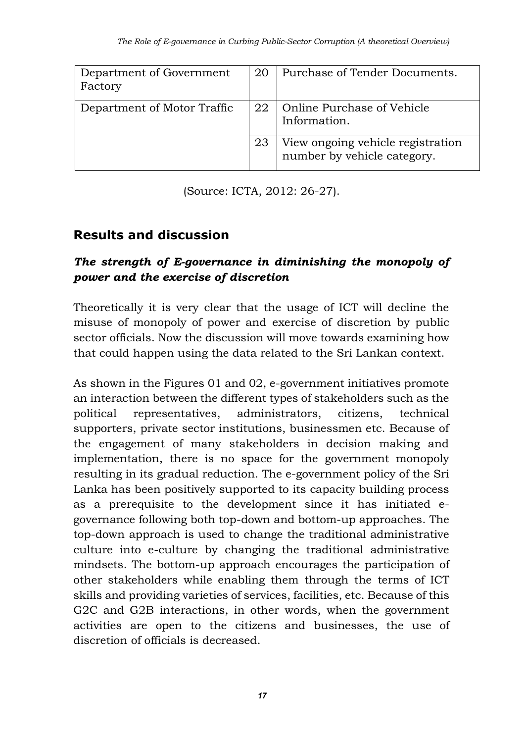| Department of Government Factory | 20 | Purchase of Tender Documents. |
|---|---|---|
| Department of Motor Traffic | 22 | Online Purchase of Vehicle Information. |
| | 23 | View ongoing vehicle registration number by vehicle category. |

(Source: ICTA, 2012: 26-27).

## Results and discussion

### *The strength of E-governance in diminishing the monopoly of power and the exercise of discretion*

Theoretically it is very clear that the usage of ICT will decline the misuse of monopoly of power and exercise of discretion by public sector officials. Now the discussion will move towards examining how that could happen using the data related to the Sri Lankan context.

As shown in the Figures 01 and 02, e-government initiatives promote an interaction between the different types of stakeholders such as the political representatives, administrators, citizens, technical supporters, private sector institutions, businessmen etc. Because of the engagement of many stakeholders in decision making and implementation, there is no space for the government monopoly resulting in its gradual reduction. The e-government policy of the Sri Lanka has been positively supported to its capacity building process as a prerequisite to the development since it has initiated e-governance following both top-down and bottom-up approaches. The top-down approach is used to change the traditional administrative culture into e-culture by changing the traditional administrative mindsets. The bottom-up approach encourages the participation of other stakeholders while enabling them through the terms of ICT skills and providing varieties of services, facilities, etc. Because of this G2C and G2B interactions, in other words, when the government activities are open to the citizens and businesses, the use of discretion of officials is decreased.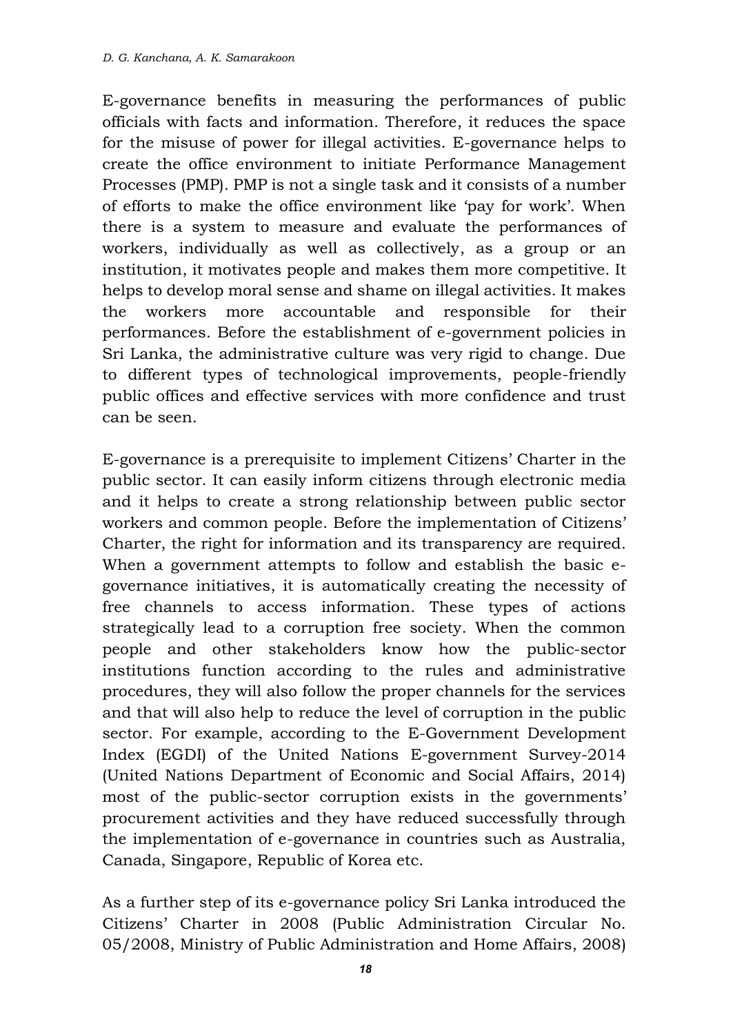E-governance benefits in measuring the performances of public officials with facts and information. Therefore, it reduces the space for the misuse of power for illegal activities. E-governance helps to create the office environment to initiate Performance Management Processes (PMP). PMP is not a single task and it consists of a number of efforts to make the office environment like 'pay for work'. When there is a system to measure and evaluate the performances of workers, individually as well as collectively, as a group or an institution, it motivates people and makes them more competitive. It helps to develop moral sense and shame on illegal activities. It makes the workers more accountable and responsible for their performances. Before the establishment of e-government policies in Sri Lanka, the administrative culture was very rigid to change. Due to different types of technological improvements, people-friendly public offices and effective services with more confidence and trust can be seen.

E-governance is a prerequisite to implement Citizens' Charter in the public sector. It can easily inform citizens through electronic media and it helps to create a strong relationship between public sector workers and common people. Before the implementation of Citizens' Charter, the right for information and its transparency are required. When a government attempts to follow and establish the basic e-governance initiatives, it is automatically creating the necessity of free channels to access information. These types of actions strategically lead to a corruption free society. When the common people and other stakeholders know how the public-sector institutions function according to the rules and administrative procedures, they will also follow the proper channels for the services and that will also help to reduce the level of corruption in the public sector. For example, according to the E-Government Development Index (EGDI) of the United Nations E-government Survey-2014 (United Nations Department of Economic and Social Affairs, 2014) most of the public-sector corruption exists in the governments' procurement activities and they have reduced successfully through the implementation of e-governance in countries such as Australia, Canada, Singapore, Republic of Korea etc.

As a further step of its e-governance policy Sri Lanka introduced the Citizens' Charter in 2008 (Public Administration Circular No. 05/2008, Ministry of Public Administration and Home Affairs, 2008)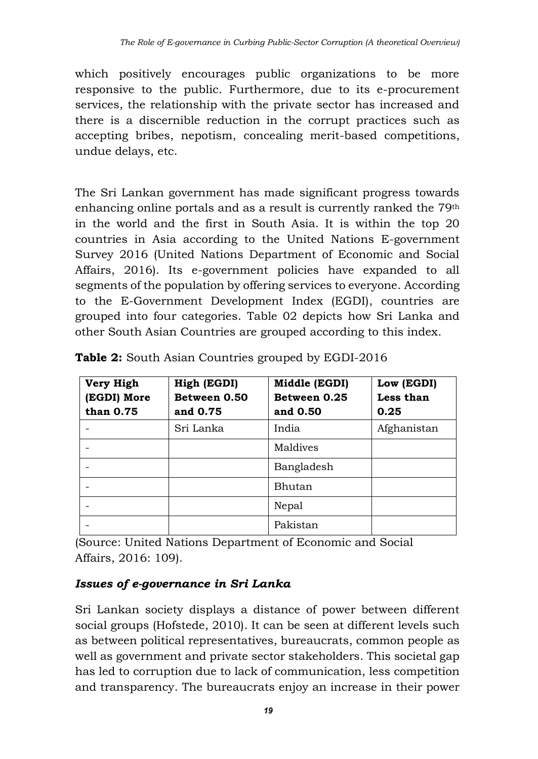which positively encourages public organizations to be more responsive to the public. Furthermore, due to its e-procurement services, the relationship with the private sector has increased and there is a discernible reduction in the corrupt practices such as accepting bribes, nepotism, concealing merit-based competitions, undue delays, etc.

The Sri Lankan government has made significant progress towards enhancing online portals and as a result is currently ranked the 79th in the world and the first in South Asia. It is within the top 20 countries in Asia according to the United Nations E-government Survey 2016 (United Nations Department of Economic and Social Affairs, 2016). Its e-government policies have expanded to all segments of the population by offering services to everyone. According to the E-Government Development Index (EGDI), countries are grouped into four categories. Table 02 depicts how Sri Lanka and other South Asian Countries are grouped according to this index.

**Table 2:** South Asian Countries grouped by EGDI-2016

| **Very High (EGDI) More than 0.75** | **High (EGDI) Between 0.50 and 0.75** | **Middle (EGDI) Between 0.25 and 0.50** | **Low (EGDI) Less than 0.25** |
|---|---|---|---|
| - | Sri Lanka | India | Afghanistan |
| - | | Maldives | |
| - | | Bangladesh | |
| - | | Bhutan | |
| - | | Nepal | |
| - | | Pakistan | |

(Source: United Nations Department of Economic and Social Affairs, 2016: 109).

### *Issues of e-governance in Sri Lanka*

Sri Lankan society displays a distance of power between different social groups (Hofstede, 2010). It can be seen at different levels such as between political representatives, bureaucrats, common people as well as government and private sector stakeholders. This societal gap has led to corruption due to lack of communication, less competition and transparency. The bureaucrats enjoy an increase in their power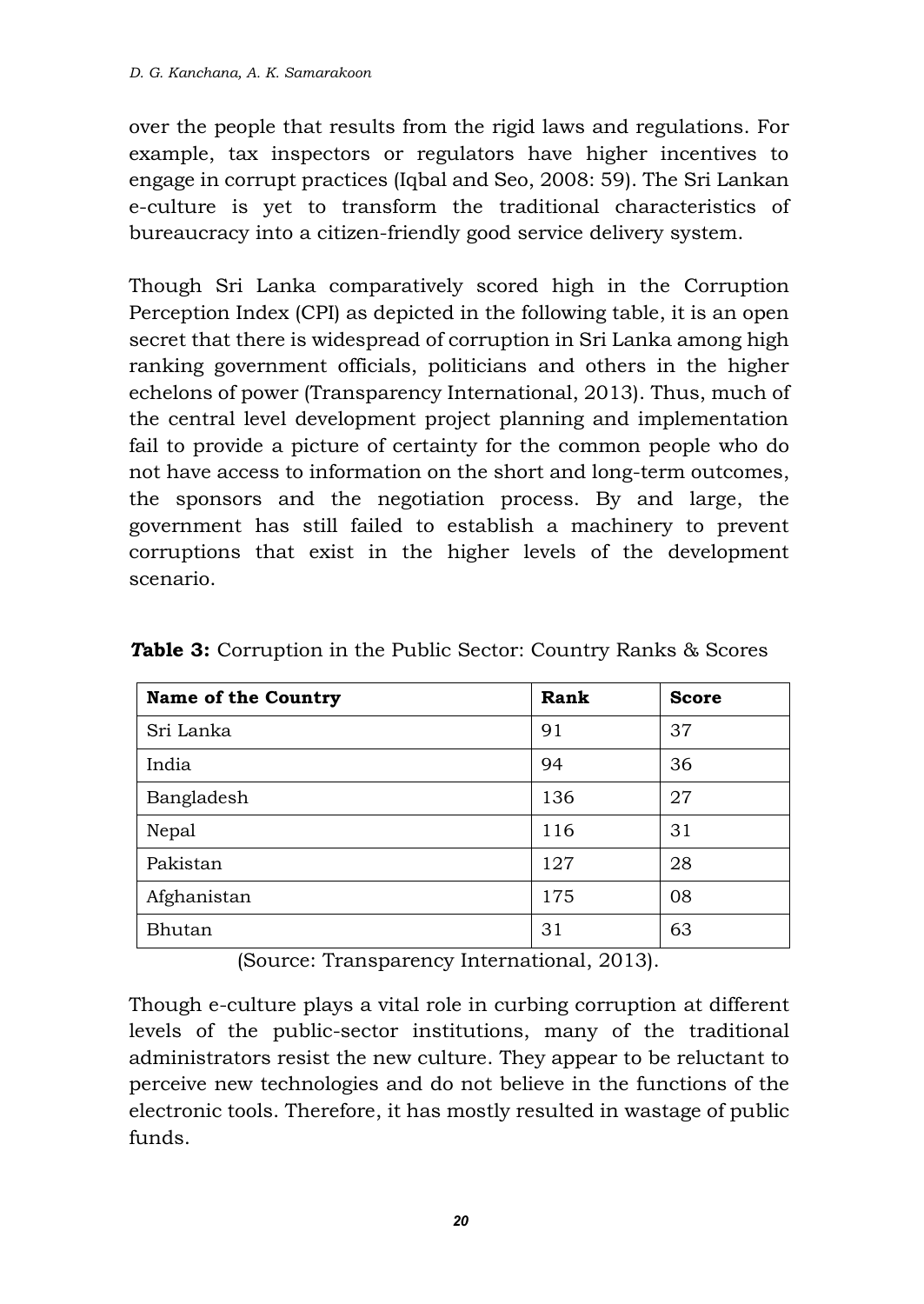over the people that results from the rigid laws and regulations. For example, tax inspectors or regulators have higher incentives to engage in corrupt practices (Iqbal and Seo, 2008: 59). The Sri Lankan e-culture is yet to transform the traditional characteristics of bureaucracy into a citizen-friendly good service delivery system.

Though Sri Lanka comparatively scored high in the Corruption Perception Index (CPI) as depicted in the following table, it is an open secret that there is widespread of corruption in Sri Lanka among high ranking government officials, politicians and others in the higher echelons of power (Transparency International, 2013). Thus, much of the central level development project planning and implementation fail to provide a picture of certainty for the common people who do not have access to information on the short and long-term outcomes, the sponsors and the negotiation process. By and large, the government has still failed to establish a machinery to prevent corruptions that exist in the higher levels of the development scenario.

**Table 3:** Corruption in the Public Sector: Country Ranks & Scores

| **Name of the Country** | **Rank** | **Score** |
|---|---|---|
| Sri Lanka | 91 | 37 |
| India | 94 | 36 |
| Bangladesh | 136 | 27 |
| Nepal | 116 | 31 |
| Pakistan | 127 | 28 |
| Afghanistan | 175 | 08 |
| Bhutan | 31 | 63 |

(Source: Transparency International, 2013).

Though e-culture plays a vital role in curbing corruption at different levels of the public-sector institutions, many of the traditional administrators resist the new culture. They appear to be reluctant to perceive new technologies and do not believe in the functions of the electronic tools. Therefore, it has mostly resulted in wastage of public funds.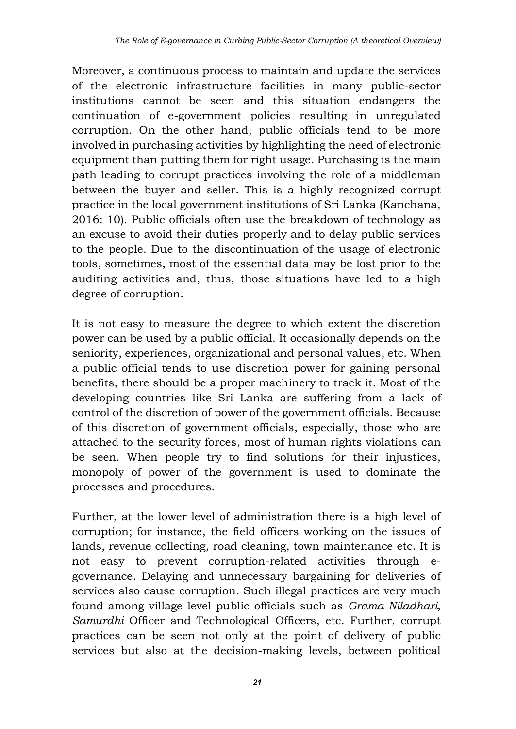Moreover, a continuous process to maintain and update the services of the electronic infrastructure facilities in many public-sector institutions cannot be seen and this situation endangers the continuation of e-government policies resulting in unregulated corruption. On the other hand, public officials tend to be more involved in purchasing activities by highlighting the need of electronic equipment than putting them for right usage. Purchasing is the main path leading to corrupt practices involving the role of a middleman between the buyer and seller. This is a highly recognized corrupt practice in the local government institutions of Sri Lanka (Kanchana, 2016: 10). Public officials often use the breakdown of technology as an excuse to avoid their duties properly and to delay public services to the people. Due to the discontinuation of the usage of electronic tools, sometimes, most of the essential data may be lost prior to the auditing activities and, thus, those situations have led to a high degree of corruption.

It is not easy to measure the degree to which extent the discretion power can be used by a public official. It occasionally depends on the seniority, experiences, organizational and personal values, etc. When a public official tends to use discretion power for gaining personal benefits, there should be a proper machinery to track it. Most of the developing countries like Sri Lanka are suffering from a lack of control of the discretion of power of the government officials. Because of this discretion of government officials, especially, those who are attached to the security forces, most of human rights violations can be seen. When people try to find solutions for their injustices, monopoly of power of the government is used to dominate the processes and procedures.

Further, at the lower level of administration there is a high level of corruption; for instance, the field officers working on the issues of lands, revenue collecting, road cleaning, town maintenance etc. It is not easy to prevent corruption-related activities through e-governance. Delaying and unnecessary bargaining for deliveries of services also cause corruption. Such illegal practices are very much found among village level public officials such as *Grama Niladhari, Samurdhi* Officer and Technological Officers, etc. Further, corrupt practices can be seen not only at the point of delivery of public services but also at the decision-making levels, between political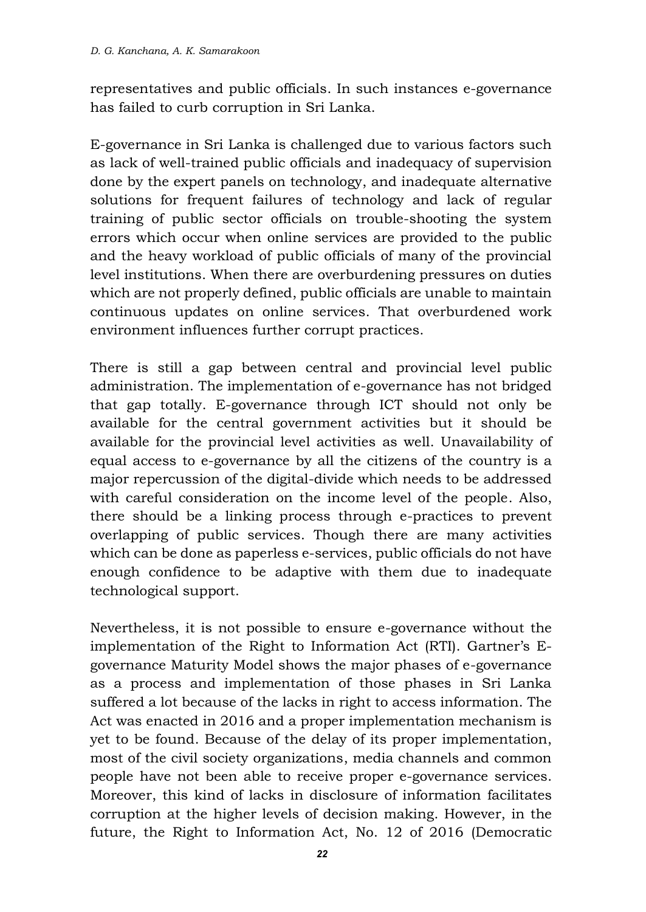representatives and public officials. In such instances e-governance has failed to curb corruption in Sri Lanka.

E-governance in Sri Lanka is challenged due to various factors such as lack of well-trained public officials and inadequacy of supervision done by the expert panels on technology, and inadequate alternative solutions for frequent failures of technology and lack of regular training of public sector officials on trouble-shooting the system errors which occur when online services are provided to the public and the heavy workload of public officials of many of the provincial level institutions. When there are overburdening pressures on duties which are not properly defined, public officials are unable to maintain continuous updates on online services. That overburdened work environment influences further corrupt practices.

There is still a gap between central and provincial level public administration. The implementation of e-governance has not bridged that gap totally. E-governance through ICT should not only be available for the central government activities but it should be available for the provincial level activities as well. Unavailability of equal access to e-governance by all the citizens of the country is a major repercussion of the digital-divide which needs to be addressed with careful consideration on the income level of the people. Also, there should be a linking process through e-practices to prevent overlapping of public services. Though there are many activities which can be done as paperless e-services, public officials do not have enough confidence to be adaptive with them due to inadequate technological support.

Nevertheless, it is not possible to ensure e-governance without the implementation of the Right to Information Act (RTI). Gartner's E-governance Maturity Model shows the major phases of e-governance as a process and implementation of those phases in Sri Lanka suffered a lot because of the lacks in right to access information. The Act was enacted in 2016 and a proper implementation mechanism is yet to be found. Because of the delay of its proper implementation, most of the civil society organizations, media channels and common people have not been able to receive proper e-governance services. Moreover, this kind of lacks in disclosure of information facilitates corruption at the higher levels of decision making. However, in the future, the Right to Information Act, No. 12 of 2016 (Democratic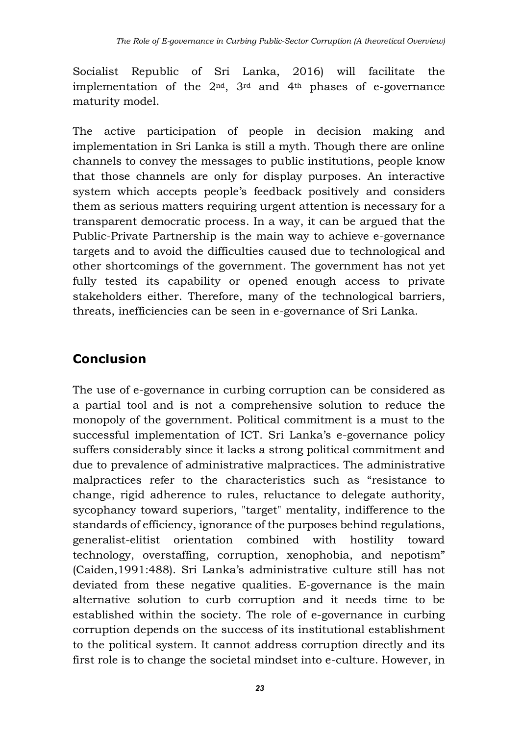Socialist Republic of Sri Lanka, 2016) will facilitate the implementation of the 2nd, 3rd and 4th phases of e-governance maturity model.

The active participation of people in decision making and implementation in Sri Lanka is still a myth. Though there are online channels to convey the messages to public institutions, people know that those channels are only for display purposes. An interactive system which accepts people's feedback positively and considers them as serious matters requiring urgent attention is necessary for a transparent democratic process. In a way, it can be argued that the Public-Private Partnership is the main way to achieve e-governance targets and to avoid the difficulties caused due to technological and other shortcomings of the government. The government has not yet fully tested its capability or opened enough access to private stakeholders either. Therefore, many of the technological barriers, threats, inefficiencies can be seen in e-governance of Sri Lanka.

## Conclusion

The use of e-governance in curbing corruption can be considered as a partial tool and is not a comprehensive solution to reduce the monopoly of the government. Political commitment is a must to the successful implementation of ICT. Sri Lanka's e-governance policy suffers considerably since it lacks a strong political commitment and due to prevalence of administrative malpractices. The administrative malpractices refer to the characteristics such as "resistance to change, rigid adherence to rules, reluctance to delegate authority, sycophancy toward superiors, "target" mentality, indifference to the standards of efficiency, ignorance of the purposes behind regulations, generalist-elitist orientation combined with hostility toward technology, overstaffing, corruption, xenophobia, and nepotism" (Caiden,1991:488). Sri Lanka's administrative culture still has not deviated from these negative qualities. E-governance is the main alternative solution to curb corruption and it needs time to be established within the society. The role of e-governance in curbing corruption depends on the success of its institutional establishment to the political system. It cannot address corruption directly and its first role is to change the societal mindset into e-culture. However, in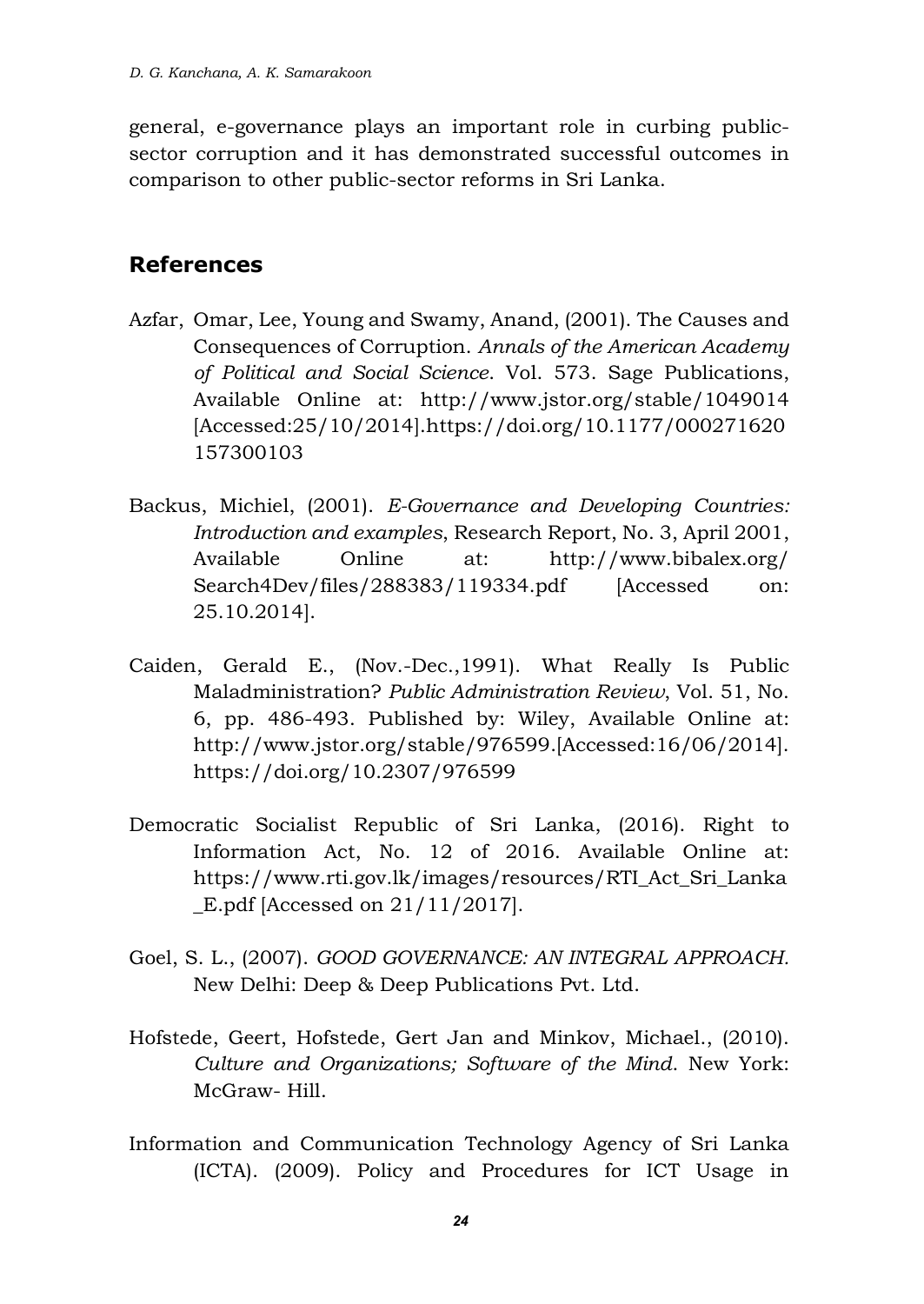general, e-governance plays an important role in curbing public-sector corruption and it has demonstrated successful outcomes in comparison to other public-sector reforms in Sri Lanka.

## References

Azfar, Omar, Lee, Young and Swamy, Anand, (2001). The Causes and Consequences of Corruption. *Annals of the American Academy of Political and Social Science*. Vol. 573. Sage Publications, Available Online at: http://www.jstor.org/stable/1049014 [Accessed:25/10/2014].https://doi.org/10.1177/000271620157300103

Backus, Michiel, (2001). *E-Governance and Developing Countries: Introduction and examples*, Research Report, No. 3, April 2001, Available Online at: http://www.bibalex.org/Search4Dev/files/288383/119334.pdf [Accessed on: 25.10.2014].

Caiden, Gerald E., (Nov.-Dec.,1991). What Really Is Public Maladministration? *Public Administration Review*, Vol. 51, No. 6, pp. 486-493. Published by: Wiley, Available Online at: http://www.jstor.org/stable/976599.[Accessed:16/06/2014]. https://doi.org/10.2307/976599

Democratic Socialist Republic of Sri Lanka, (2016). Right to Information Act, No. 12 of 2016. Available Online at: https://www.rti.gov.lk/images/resources/RTI_Act_Sri_Lanka_E.pdf [Accessed on 21/11/2017].

Goel, S. L., (2007). *GOOD GOVERNANCE: AN INTEGRAL APPROACH.* New Delhi: Deep & Deep Publications Pvt. Ltd.

Hofstede, Geert, Hofstede, Gert Jan and Minkov, Michael., (2010). *Culture and Organizations; Software of the Mind*. New York: McGraw- Hill.

Information and Communication Technology Agency of Sri Lanka (ICTA). (2009). Policy and Procedures for ICT Usage in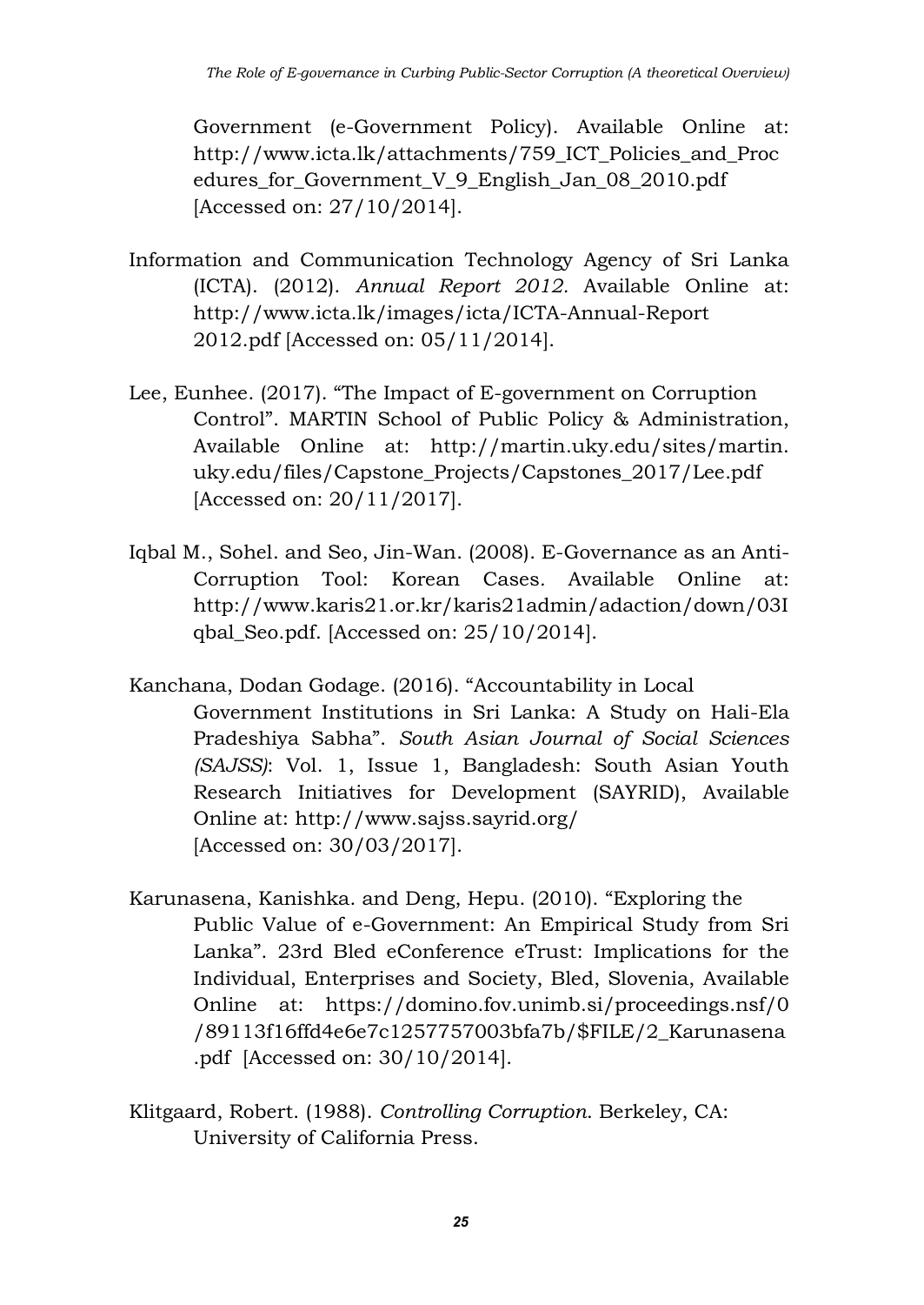Government (e-Government Policy). Available Online at: http://www.icta.lk/attachments/759_ICT_Policies_and_Procedures_for_Government_V_9_English_Jan_08_2010.pdf [Accessed on: 27/10/2014].

Information and Communication Technology Agency of Sri Lanka (ICTA). (2012). *Annual Report 2012.* Available Online at: http://www.icta.lk/images/icta/ICTA-Annual-Report 2012.pdf [Accessed on: 05/11/2014].

Lee, Eunhee. (2017). "The Impact of E-government on Corruption Control". MARTIN School of Public Policy & Administration, Available Online at: http://martin.uky.edu/sites/martin.uky.edu/files/Capstone_Projects/Capstones_2017/Lee.pdf [Accessed on: 20/11/2017].

Iqbal M., Sohel. and Seo, Jin-Wan. (2008). E-Governance as an Anti-Corruption Tool: Korean Cases. Available Online at: http://www.karis21.or.kr/karis21admin/adaction/down/03Iqbal_Seo.pdf. [Accessed on: 25/10/2014].

Kanchana, Dodan Godage. (2016). "Accountability in Local Government Institutions in Sri Lanka: A Study on Hali-Ela Pradeshiya Sabha". *South Asian Journal of Social Sciences (SAJSS)*: Vol. 1, Issue 1, Bangladesh: South Asian Youth Research Initiatives for Development (SAYRID), Available Online at: http://www.sajss.sayrid.org/ [Accessed on: 30/03/2017].

Karunasena, Kanishka. and Deng, Hepu. (2010). "Exploring the Public Value of e-Government: An Empirical Study from Sri Lanka". 23rd Bled eConference eTrust: Implications for the Individual, Enterprises and Society, Bled, Slovenia, Available Online at: https://domino.fov.unimb.si/proceedings.nsf/0/89113f16ffd4e6e7c1257757003bfa7b/$FILE/2_Karunasena.pdf [Accessed on: 30/10/2014].

Klitgaard, Robert. (1988). *Controlling Corruption*. Berkeley, CA: University of California Press.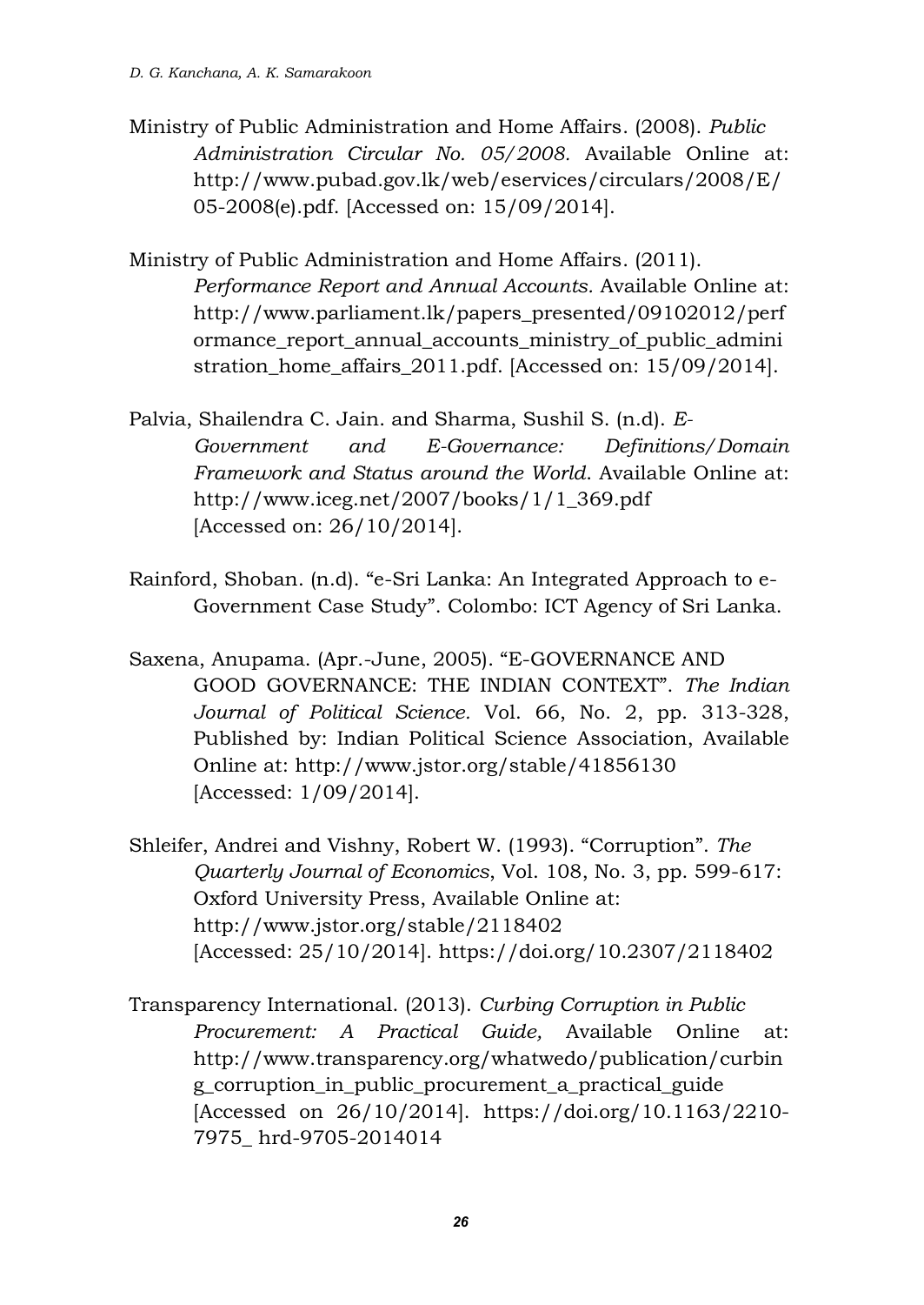Ministry of Public Administration and Home Affairs. (2008). *Public Administration Circular No. 05/2008.* Available Online at: http://www.pubad.gov.lk/web/eservices/circulars/2008/E/05-2008(e).pdf. [Accessed on: 15/09/2014].

Ministry of Public Administration and Home Affairs. (2011). *Performance Report and Annual Accounts.* Available Online at: http://www.parliament.lk/papers_presented/09102012/performance_report_annual_accounts_ministry_of_public_administration_home_affairs_2011.pdf. [Accessed on: 15/09/2014].

Palvia, Shailendra C. Jain. and Sharma, Sushil S. (n.d). *E-Government and E-Governance: Definitions/Domain Framework and Status around the World*. Available Online at: http://www.iceg.net/2007/books/1/1_369.pdf [Accessed on: 26/10/2014].

Rainford, Shoban. (n.d). "e-Sri Lanka: An Integrated Approach to e-Government Case Study". Colombo: ICT Agency of Sri Lanka.

Saxena, Anupama. (Apr.-June, 2005). "E-GOVERNANCE AND GOOD GOVERNANCE: THE INDIAN CONTEXT". *The Indian Journal of Political Science.* Vol. 66, No. 2, pp. 313-328, Published by: Indian Political Science Association, Available Online at: http://www.jstor.org/stable/41856130 [Accessed: 1/09/2014].

Shleifer, Andrei and Vishny, Robert W. (1993). "Corruption". *The Quarterly Journal of Economics*, Vol. 108, No. 3, pp. 599-617: Oxford University Press, Available Online at: http://www.jstor.org/stable/2118402 [Accessed: 25/10/2014]. https://doi.org/10.2307/2118402

Transparency International. (2013). *Curbing Corruption in Public Procurement: A Practical Guide,* Available Online at: http://www.transparency.org/whatwedo/publication/curbing_corruption_in_public_procurement_a_practical_guide [Accessed on 26/10/2014]. https://doi.org/10.1163/2210-7975_ hrd-9705-2014014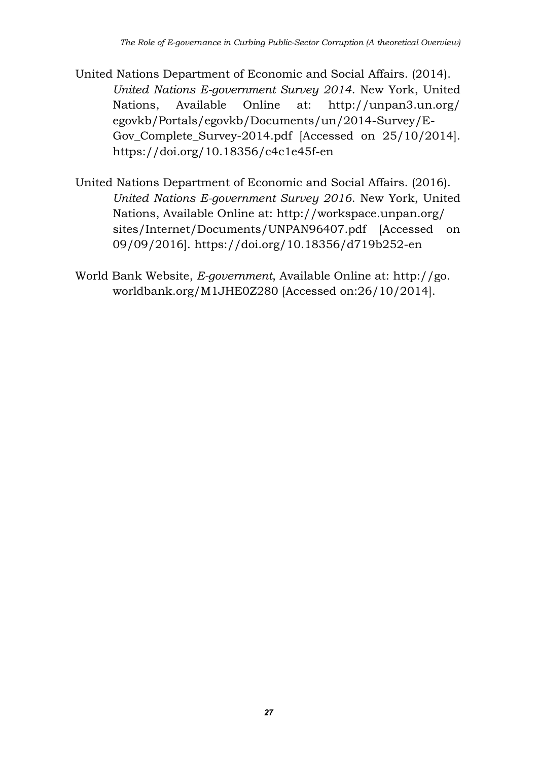United Nations Department of Economic and Social Affairs. (2014). *United Nations E-government Survey 2014*. New York, United Nations, Available Online at: http://unpan3.un.org/egovkb/Portals/egovkb/Documents/un/2014-Survey/E-Gov_Complete_Survey-2014.pdf [Accessed on 25/10/2014]. https://doi.org/10.18356/c4c1e45f-en

United Nations Department of Economic and Social Affairs. (2016). *United Nations E-government Survey 2016*. New York, United Nations, Available Online at: http://workspace.unpan.org/sites/Internet/Documents/UNPAN96407.pdf [Accessed on 09/09/2016]. https://doi.org/10.18356/d719b252-en

World Bank Website, *E-government*, Available Online at: http://go.worldbank.org/M1JHE0Z280 [Accessed on:26/10/2014].